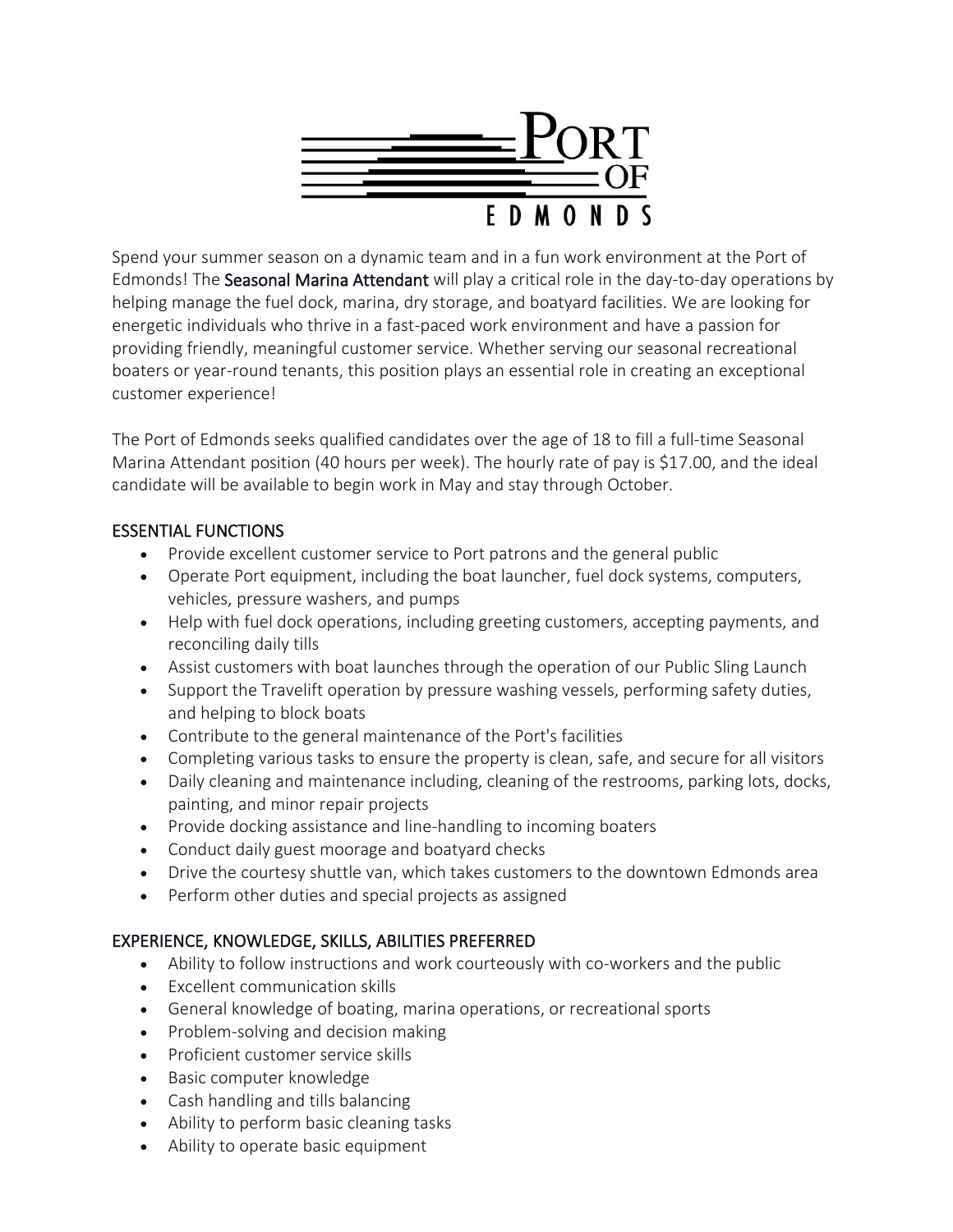# PORT OF EDMONDS

Spend your summer season on a dynamic team and in a fun work environment at the Port of Edmonds! The **Seasonal Marina Attendant** will play a critical role in the day-to-day operations by helping manage the fuel dock, marina, dry storage, and boatyard facilities. We are looking for energetic individuals who thrive in a fast-paced work environment and have a passion for providing friendly, meaningful customer service. Whether serving our seasonal recreational boaters or year-round tenants, this position plays an essential role in creating an exceptional customer experience!

The Port of Edmonds seeks qualified candidates over the age of 18 to fill a full-time Seasonal Marina Attendant position (40 hours per week). The hourly rate of pay is $17.00, and the ideal candidate will be available to begin work in May and stay through October.

## ESSENTIAL FUNCTIONS

- Provide excellent customer service to Port patrons and the general public
- Operate Port equipment, including the boat launcher, fuel dock systems, computers, vehicles, pressure washers, and pumps
- Help with fuel dock operations, including greeting customers, accepting payments, and reconciling daily tills
- Assist customers with boat launches through the operation of our Public Sling Launch
- Support the Travelift operation by pressure washing vessels, performing safety duties, and helping to block boats
- Contribute to the general maintenance of the Port's facilities
- Completing various tasks to ensure the property is clean, safe, and secure for all visitors
- Daily cleaning and maintenance including, cleaning of the restrooms, parking lots, docks, painting, and minor repair projects
- Provide docking assistance and line-handling to incoming boaters
- Conduct daily guest moorage and boatyard checks
- Drive the courtesy shuttle van, which takes customers to the downtown Edmonds area
- Perform other duties and special projects as assigned

## EXPERIENCE, KNOWLEDGE, SKILLS, ABILITIES PREFERRED

- Ability to follow instructions and work courteously with co-workers and the public
- Excellent communication skills
- General knowledge of boating, marina operations, or recreational sports
- Problem-solving and decision making
- Proficient customer service skills
- Basic computer knowledge
- Cash handling and tills balancing
- Ability to perform basic cleaning tasks
- Ability to operate basic equipment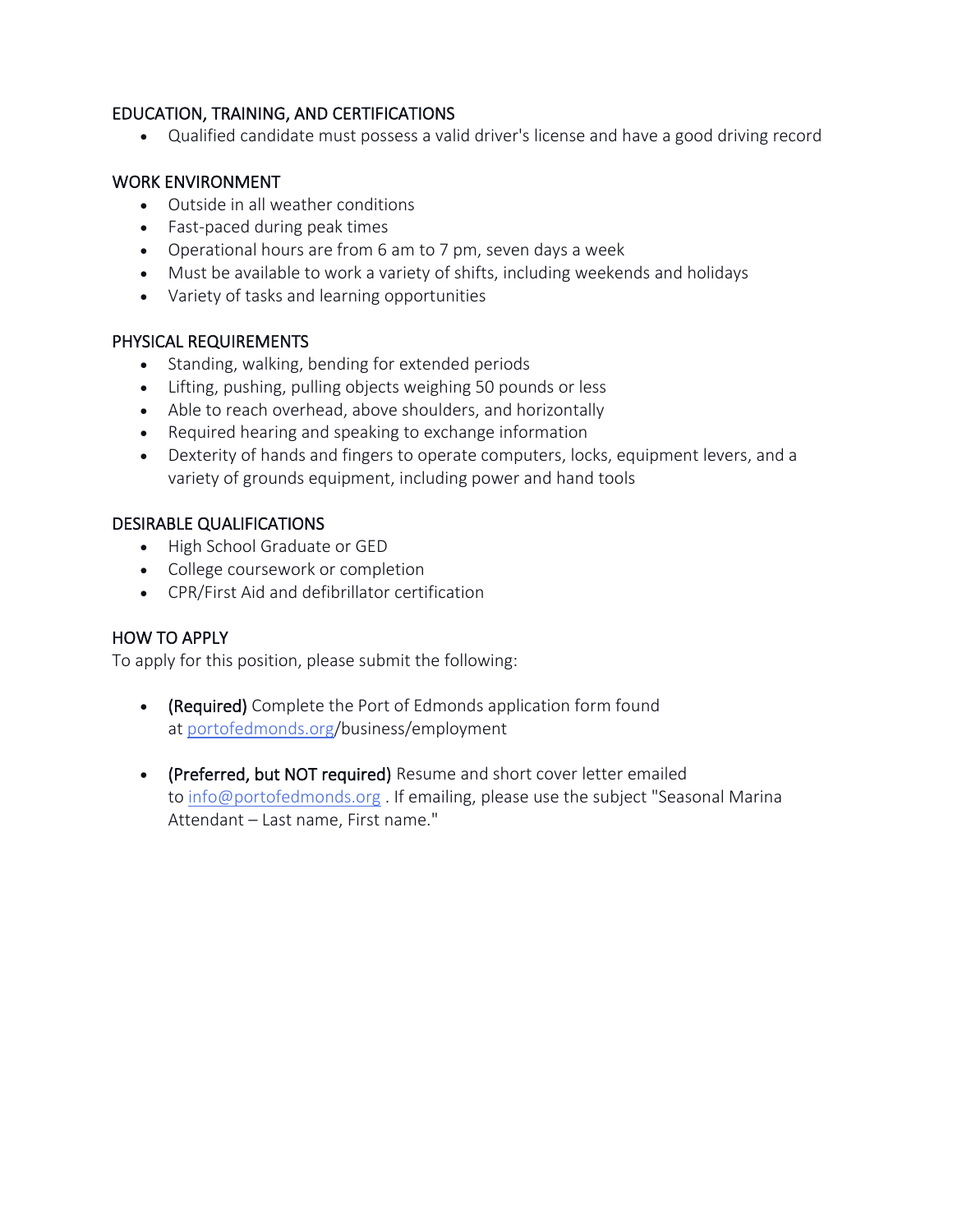## EDUCATION, TRAINING, AND CERTIFICATIONS

- Qualified candidate must possess a valid driver's license and have a good driving record

## WORK ENVIRONMENT

- Outside in all weather conditions
- Fast-paced during peak times
- Operational hours are from 6 am to 7 pm, seven days a week
- Must be available to work a variety of shifts, including weekends and holidays
- Variety of tasks and learning opportunities

## PHYSICAL REQUIREMENTS

- Standing, walking, bending for extended periods
- Lifting, pushing, pulling objects weighing 50 pounds or less
- Able to reach overhead, above shoulders, and horizontally
- Required hearing and speaking to exchange information
- Dexterity of hands and fingers to operate computers, locks, equipment levers, and a variety of grounds equipment, including power and hand tools

## DESIRABLE QUALIFICATIONS

- High School Graduate or GED
- College coursework or completion
- CPR/First Aid and defibrillator certification

## HOW TO APPLY

To apply for this position, please submit the following:

- **(Required)** Complete the Port of Edmonds application form found at portofedmonds.org/business/employment

- **(Preferred, but NOT required)** Resume and short cover letter emailed to info@portofedmonds.org . If emailing, please use the subject "Seasonal Marina Attendant – Last name, First name."